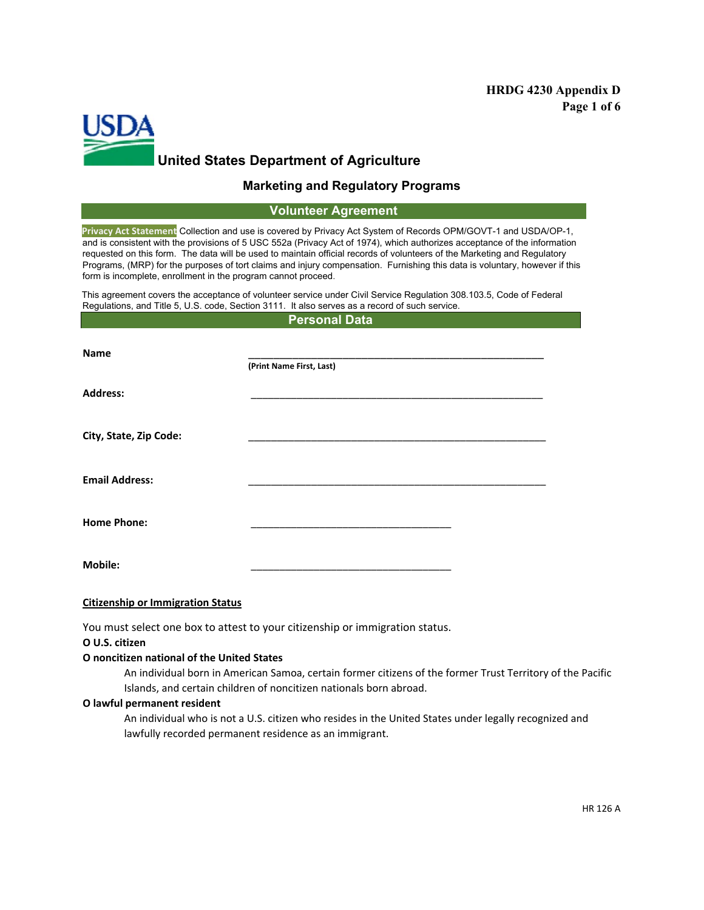HRDG 4230 Appendix D

# United States Department of Agriculture

## Marketing and Regulatory Programs

## Volunteer Agreement

**Privacy Act Statement** Collection and use is covered by Privacy Act System of Records OPM/GOVT-1 and USDA/OP-1, and is consistent with the provisions of 5 USC 552a (Privacy Act of 1974), which authorizes acceptance of the information requested on this form. The data will be used to maintain official records of volunteers of the Marketing and Regulatory Programs, (MRP) for the purposes of tort claims and injury compensation. Furnishing this data is voluntary, however if this form is incomplete, enrollment in the program cannot proceed.

This agreement covers the acceptance of volunteer service under Civil Service Regulation 308.103.5, Code of Federal Regulations, and Title 5, U.S. code, Section 3111. It also serves as a record of such service.

## Personal Data

**Name** ____________________________________________________
**(Print Name First, Last)**

**Address:** ____________________________________________________

**City, State, Zip Code:** ____________________________________________________

**Email Address:** ____________________________________________________

**Home Phone:** ____________________________________

**Mobile:** ____________________________________

**Citizenship or Immigration Status**

You must select one box to attest to your citizenship or immigration status.

**O U.S. citizen**

**O noncitizen national of the United States**

An individual born in American Samoa, certain former citizens of the former Trust Territory of the Pacific Islands, and certain children of noncitizen nationals born abroad.

**O lawful permanent resident**

An individual who is not a U.S. citizen who resides in the United States under legally recognized and lawfully recorded permanent residence as an immigrant.

HR 126 A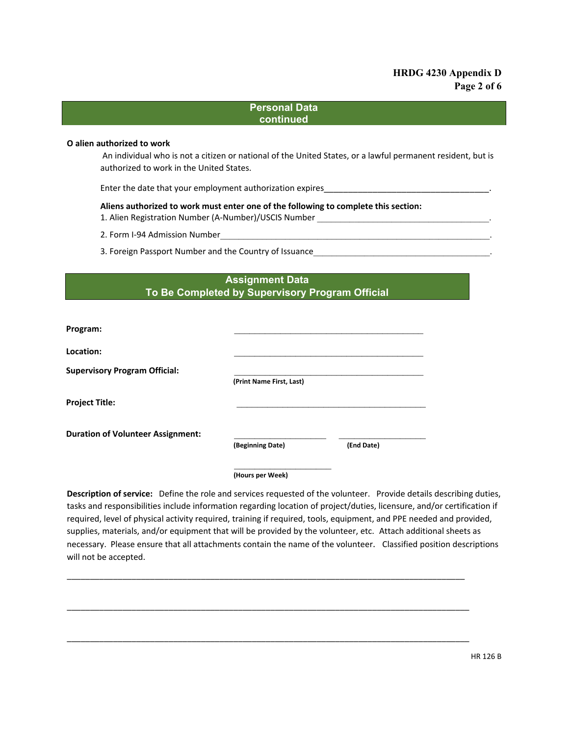## Personal Data continued

**O alien authorized to work**

An individual who is not a citizen or national of the United States, or a lawful permanent resident, but is authorized to work in the United States.

Enter the date that your employment authorization expires____________________________________.

**Aliens authorized to work must enter one of the following to complete this section:**

1. Alien Registration Number (A-Number)/USCIS Number ____________________________________.
2. Form I-94 Admission Number____________________________________.
3. Foreign Passport Number and the Country of Issuance____________________________________.

## Assignment Data To Be Completed by Supervisory Program Official

**Program:** ________________________________________

**Location:** ________________________________________

**Supervisory Program Official:** ________________________________________
**(Print Name First, Last)**

**Project Title:** ________________________________________

**Duration of Volunteer Assignment:** ____________________ ____________________
**(Beginning Date)** **(End Date)**

____________________
**(Hours per Week)**

**Description of service:** Define the role and services requested of the volunteer. Provide details describing duties, tasks and responsibilities include information regarding location of project/duties, licensure, and/or certification if required, level of physical activity required, training if required, tools, equipment, and PPE needed and provided, supplies, materials, and/or equipment that will be provided by the volunteer, etc. Attach additional sheets as necessary. Please ensure that all attachments contain the name of the volunteer. Classified position descriptions will not be accepted.

________________________________________________________________________________

________________________________________________________________________________

________________________________________________________________________________

HR 126 B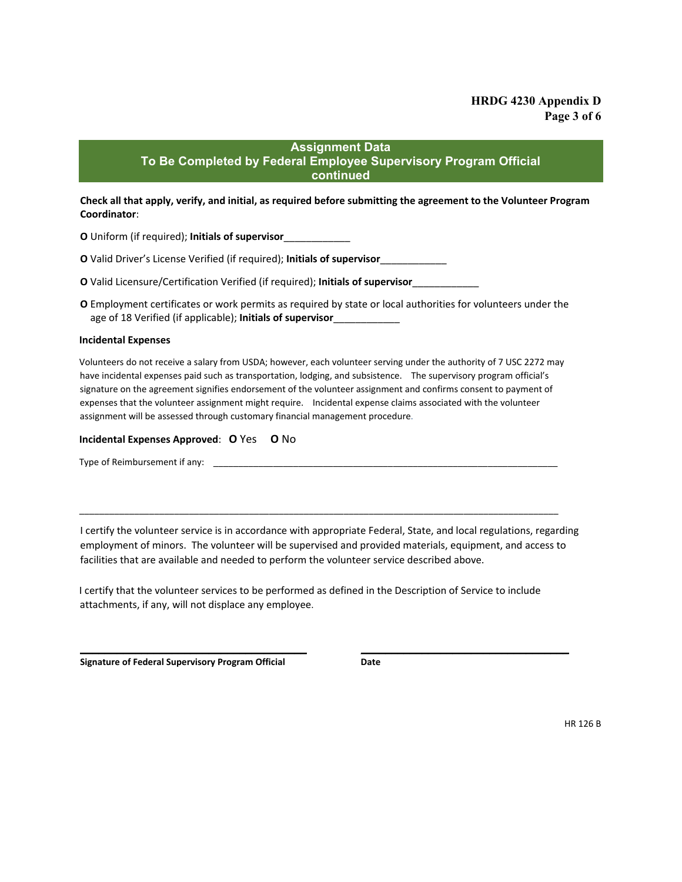## Assignment Data
## To Be Completed by Federal Employee Supervisory Program Official continued

**Check all that apply, verify, and initial, as required before submitting the agreement to the Volunteer Program Coordinator**:

**O** Uniform (if required); **Initials of supervisor**____________

**O** Valid Driver's License Verified (if required); **Initials of supervisor**____________

**O** Valid Licensure/Certification Verified (if required); **Initials of supervisor**____________

**O** Employment certificates or work permits as required by state or local authorities for volunteers under the age of 18 Verified (if applicable); **Initials of supervisor**____________

**Incidental Expenses**

Volunteers do not receive a salary from USDA; however, each volunteer serving under the authority of 7 USC 2272 may have incidental expenses paid such as transportation, lodging, and subsistence. The supervisory program official's signature on the agreement signifies endorsement of the volunteer assignment and confirms consent to payment of expenses that the volunteer assignment might require. Incidental expense claims associated with the volunteer assignment will be assessed through customary financial management procedure.

**Incidental Expenses Approved**: **O** Yes **O** No

Type of Reimbursement if any: ______________________________________________________________________

______________________________________________________________________________________________

I certify the volunteer service is in accordance with appropriate Federal, State, and local regulations, regarding employment of minors. The volunteer will be supervised and provided materials, equipment, and access to facilities that are available and needed to perform the volunteer service described above.

I certify that the volunteer services to be performed as defined in the Description of Service to include attachments, if any, will not displace any employee.

________________________________________ ________________________________________

**Signature of Federal Supervisory Program Official** **Date**

HR 126 B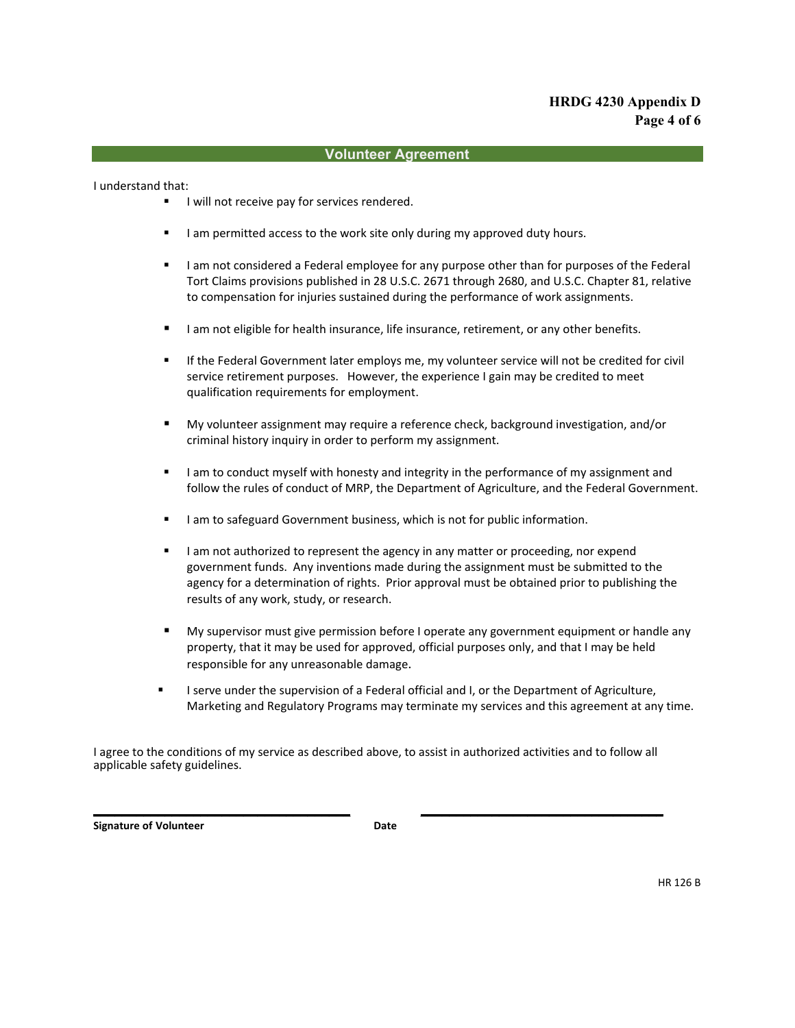## Volunteer Agreement

I understand that:

- I will not receive pay for services rendered.
- I am permitted access to the work site only during my approved duty hours.
- I am not considered a Federal employee for any purpose other than for purposes of the Federal Tort Claims provisions published in 28 U.S.C. 2671 through 2680, and U.S.C. Chapter 81, relative to compensation for injuries sustained during the performance of work assignments.
- I am not eligible for health insurance, life insurance, retirement, or any other benefits.
- If the Federal Government later employs me, my volunteer service will not be credited for civil service retirement purposes. However, the experience I gain may be credited to meet qualification requirements for employment.
- My volunteer assignment may require a reference check, background investigation, and/or criminal history inquiry in order to perform my assignment.
- I am to conduct myself with honesty and integrity in the performance of my assignment and follow the rules of conduct of MRP, the Department of Agriculture, and the Federal Government.
- I am to safeguard Government business, which is not for public information.
- I am not authorized to represent the agency in any matter or proceeding, nor expend government funds. Any inventions made during the assignment must be submitted to the agency for a determination of rights. Prior approval must be obtained prior to publishing the results of any work, study, or research.
- My supervisor must give permission before I operate any government equipment or handle any property, that it may be used for approved, official purposes only, and that I may be held responsible for any unreasonable damage.
- I serve under the supervision of a Federal official and I, or the Department of Agriculture, Marketing and Regulatory Programs may terminate my services and this agreement at any time.

I agree to the conditions of my service as described above, to assist in authorized activities and to follow all applicable safety guidelines.

________________________________ ________________________________

**Signature of Volunteer** **Date**

HR 126 B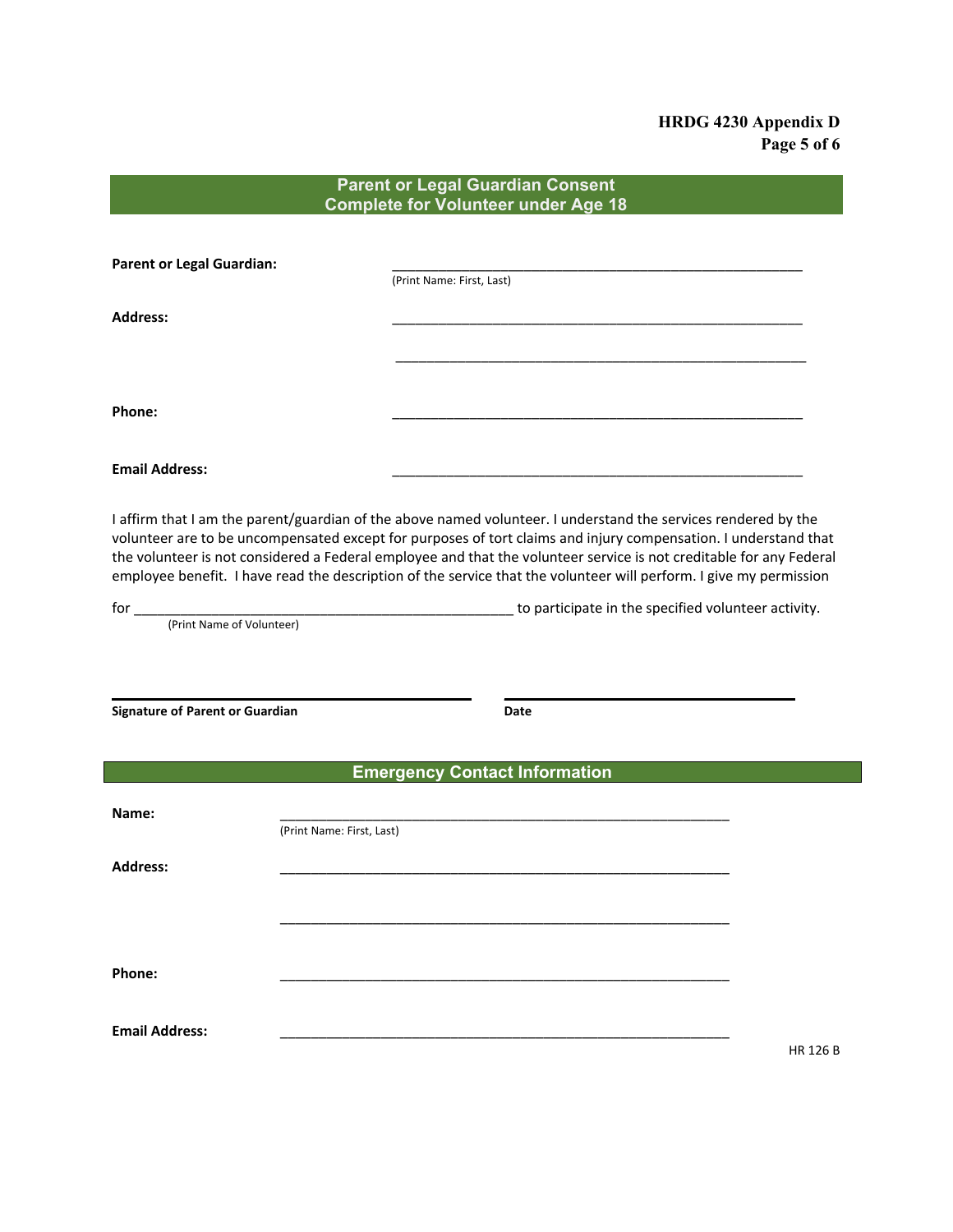## Parent or Legal Guardian Consent
## Complete for Volunteer under Age 18

**Parent or Legal Guardian:** ______________________________________________________
(Print Name: First, Last)

**Address:** ______________________________________________________

______________________________________________________

**Phone:** ______________________________________________________

**Email Address:** ______________________________________________________

I affirm that I am the parent/guardian of the above named volunteer. I understand the services rendered by the volunteer are to be uncompensated except for purposes of tort claims and injury compensation. I understand that the volunteer is not considered a Federal employee and that the volunteer service is not creditable for any Federal employee benefit. I have read the description of the service that the volunteer will perform. I give my permission for __________________________________________________ to participate in the specified volunteer activity.
(Print Name of Volunteer)

______________________________________ ______________________________
**Signature of Parent or Guardian** **Date**

## Emergency Contact Information

**Name:** ____________________________________________________________
(Print Name: First, Last)

**Address:** ____________________________________________________________

____________________________________________________________

**Phone:** ____________________________________________________________

**Email Address:** ____________________________________________________________

HR 126 B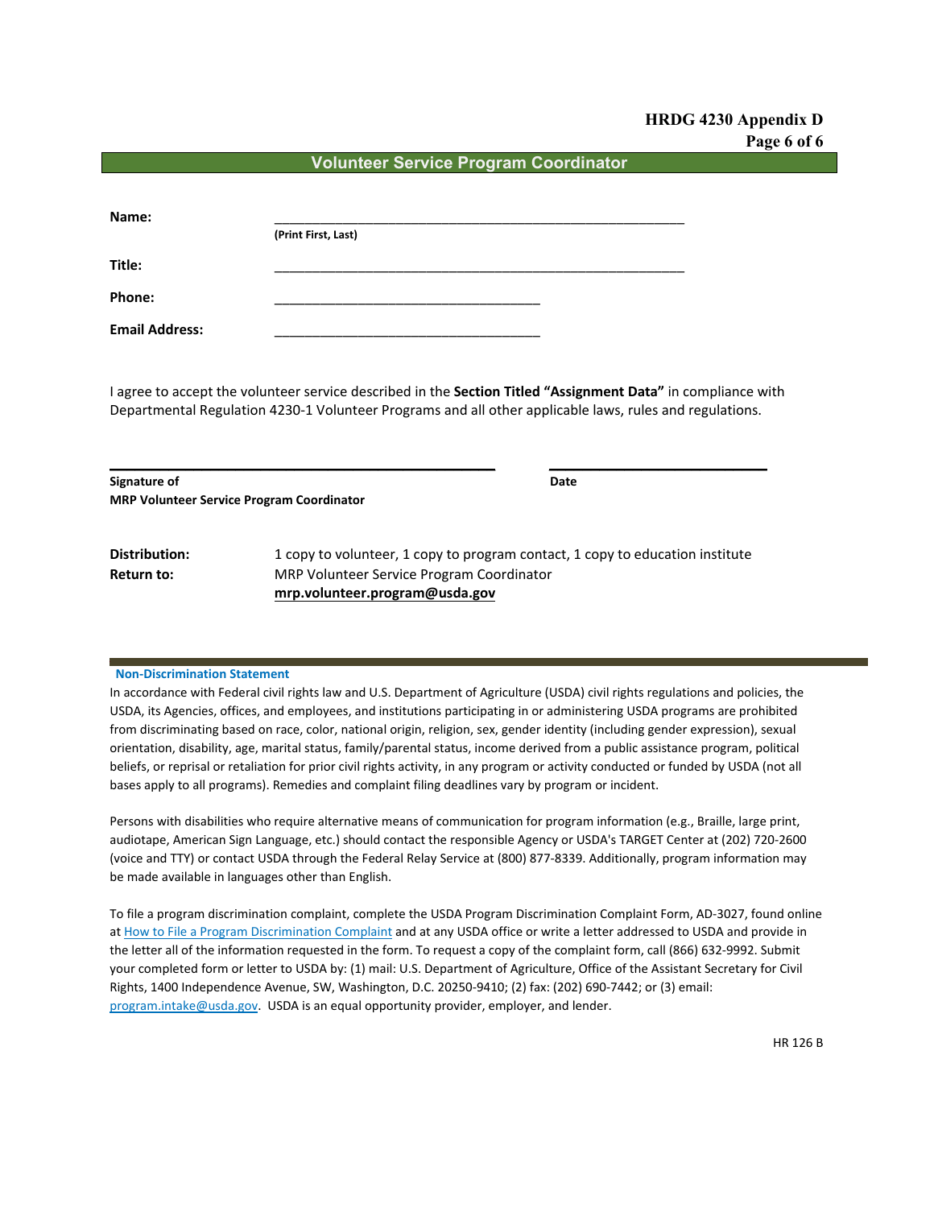## Volunteer Service Program Coordinator

**Name:** ____________________________________________
**(Print First, Last)**

**Title:** ____________________________________________

**Phone:** ______________________________

**Email Address:** ______________________________

I agree to accept the volunteer service described in the **Section Titled "Assignment Data"** in compliance with Departmental Regulation 4230-1 Volunteer Programs and all other applicable laws, rules and regulations.

______________________________________ ______________________

**Signature of MRP Volunteer Service Program Coordinator** **Date**

**Distribution:** 1 copy to volunteer, 1 copy to program contact, 1 copy to education institute

**Return to:** MRP Volunteer Service Program Coordinator
**mrp.volunteer.program@usda.gov**

**Non-Discrimination Statement**

In accordance with Federal civil rights law and U.S. Department of Agriculture (USDA) civil rights regulations and policies, the USDA, its Agencies, offices, and employees, and institutions participating in or administering USDA programs are prohibited from discriminating based on race, color, national origin, religion, sex, gender identity (including gender expression), sexual orientation, disability, age, marital status, family/parental status, income derived from a public assistance program, political beliefs, or reprisal or retaliation for prior civil rights activity, in any program or activity conducted or funded by USDA (not all bases apply to all programs). Remedies and complaint filing deadlines vary by program or incident.

Persons with disabilities who require alternative means of communication for program information (e.g., Braille, large print, audiotape, American Sign Language, etc.) should contact the responsible Agency or USDA's TARGET Center at (202) 720-2600 (voice and TTY) or contact USDA through the Federal Relay Service at (800) 877-8339. Additionally, program information may be made available in languages other than English.

To file a program discrimination complaint, complete the USDA Program Discrimination Complaint Form, AD-3027, found online at How to File a Program Discrimination Complaint and at any USDA office or write a letter addressed to USDA and provide in the letter all of the information requested in the form. To request a copy of the complaint form, call (866) 632-9992. Submit your completed form or letter to USDA by: (1) mail: U.S. Department of Agriculture, Office of the Assistant Secretary for Civil Rights, 1400 Independence Avenue, SW, Washington, D.C. 20250-9410; (2) fax: (202) 690-7442; or (3) email: program.intake@usda.gov. USDA is an equal opportunity provider, employer, and lender.

HR 126 B